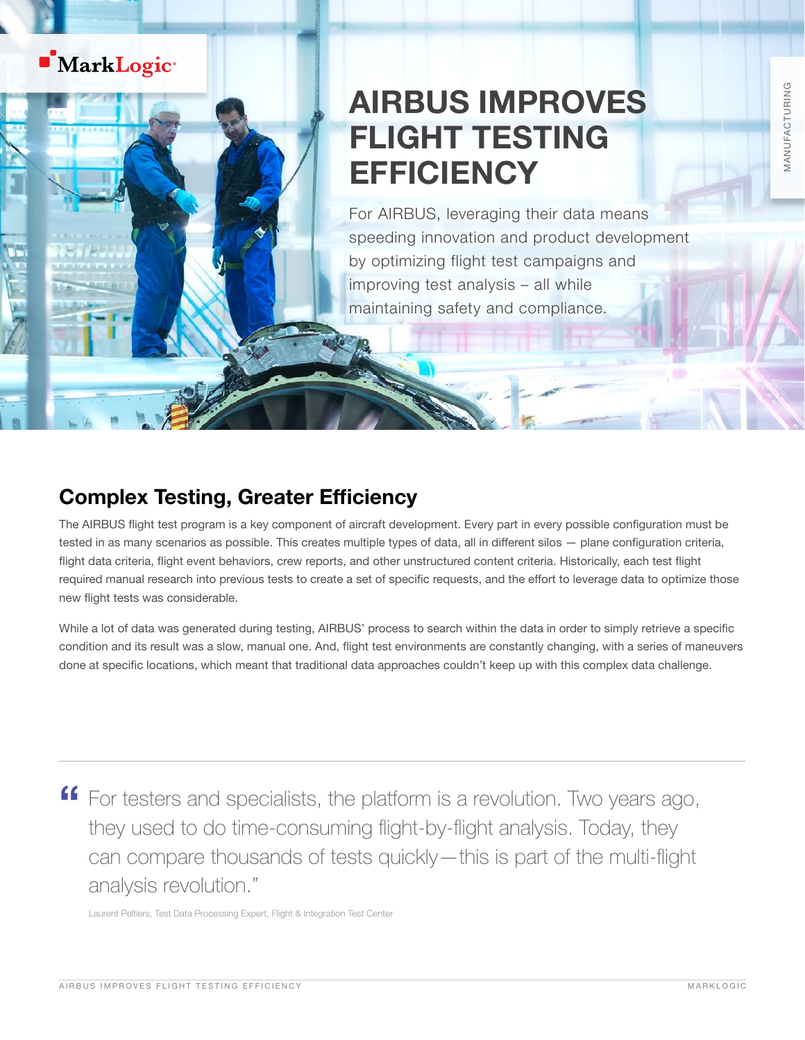# AIRBUS IMPROVES FLIGHT TESTING EFFICIENCY

For AIRBUS, leveraging their data means speeding innovation and product development by optimizing flight test campaigns and improving test analysis – all while maintaining safety and compliance.

## Complex Testing, Greater Efficiency

The AIRBUS flight test program is a key component of aircraft development. Every part in every possible configuration must be tested in as many scenarios as possible. This creates multiple types of data, all in different silos — plane configuration criteria, flight data criteria, flight event behaviors, crew reports, and other unstructured content criteria. Historically, each test flight required manual research into previous tests to create a set of specific requests, and the effort to leverage data to optimize those new flight tests was considerable.

While a lot of data was generated during testing, AIRBUS' process to search within the data in order to simply retrieve a specific condition and its result was a slow, manual one. And, flight test environments are constantly changing, with a series of maneuvers done at specific locations, which meant that traditional data approaches couldn't keep up with this complex data challenge.

> "For testers and specialists, the platform is a revolution. Two years ago, they used to do time-consuming flight-by-flight analysis. Today, they can compare thousands of tests quickly—this is part of the multi-flight analysis revolution."
>
> Laurent Peltiers, Test Data Processing Expert, Flight & Integration Test Center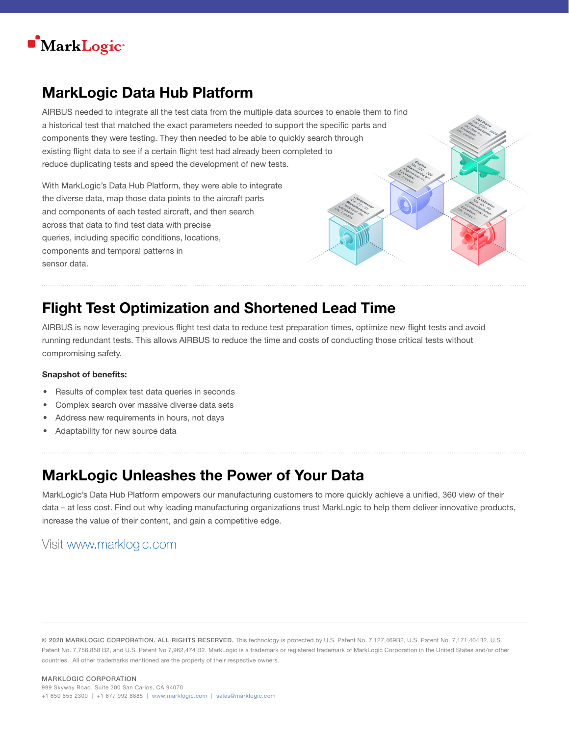# MarkLogic Data Hub Platform

AIRBUS needed to integrate all the test data from the multiple data sources to enable them to find a historical test that matched the exact parameters needed to support the specific parts and components they were testing. They then needed to be able to quickly search through existing flight data to see if a certain flight test had already been completed to reduce duplicating tests and speed the development of new tests.

With MarkLogic's Data Hub Platform, they were able to integrate the diverse data, map those data points to the aircraft parts and components of each tested aircraft, and then search across that data to find test data with precise queries, including specific conditions, locations, components and temporal patterns in sensor data.

# Flight Test Optimization and Shortened Lead Time

AIRBUS is now leveraging previous flight test data to reduce test preparation times, optimize new flight tests and avoid running redundant tests. This allows AIRBUS to reduce the time and costs of conducting those critical tests without compromising safety.

**Snapshot of benefits:**

- Results of complex test data queries in seconds
- Complex search over massive diverse data sets
- Address new requirements in hours, not days
- Adaptability for new source data

# MarkLogic Unleashes the Power of Your Data

MarkLogic's Data Hub Platform empowers our manufacturing customers to more quickly achieve a unified, 360 view of their data – at less cost. Find out why leading manufacturing organizations trust MarkLogic to help them deliver innovative products, increase the value of their content, and gain a competitive edge.

Visit www.marklogic.com

© 2020 MARKLOGIC CORPORATION. ALL RIGHTS RESERVED. This technology is protected by U.S. Patent No. 7,127,469B2, U.S. Patent No. 7,171,404B2, U.S. Patent No. 7,756,858 B2, and U.S. Patent No 7,962,474 B2. MarkLogic is a trademark or registered trademark of MarkLogic Corporation in the United States and/or other countries. All other trademarks mentioned are the property of their respective owners.

MARKLOGIC CORPORATION
999 Skyway Road, Suite 200 San Carlos, CA 94070
+1 650 655 2300 | +1 877 992 8885 | www.marklogic.com | sales@marklogic.com